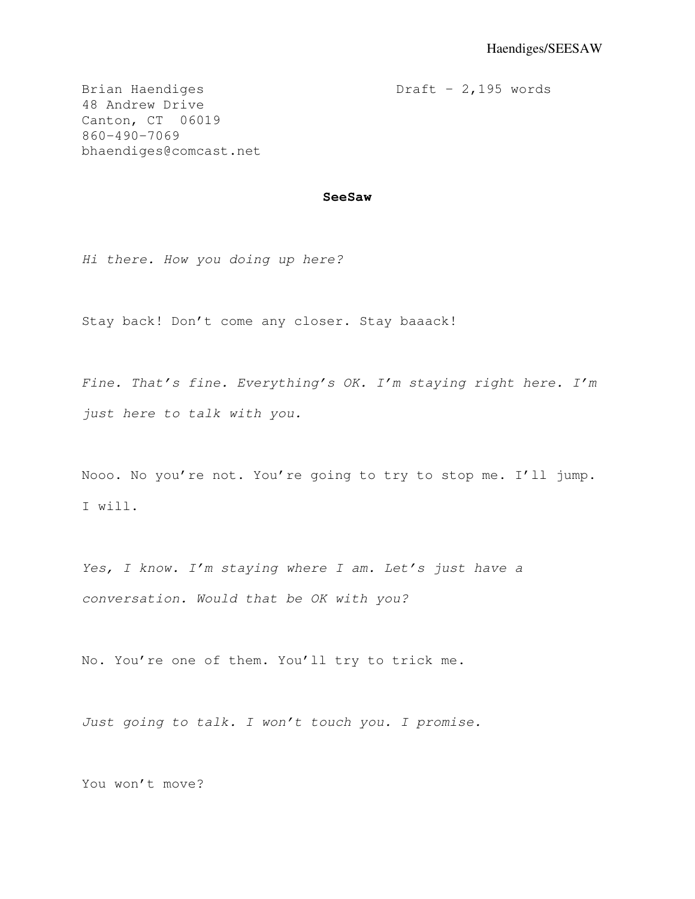Brian Haendiges
48 Andrew Drive
Canton, CT 06019
860-490-7069
bhaendiges@comcast.net

Draft – 2,195 words

**SeeSaw**

*Hi there. How you doing up here?*

Stay back! Don't come any closer. Stay baaack!

*Fine. That's fine. Everything's OK. I'm staying right here. I'm just here to talk with you.*

Nooo. No you're not. You're going to try to stop me. I'll jump. I will.

*Yes, I know. I'm staying where I am. Let's just have a conversation. Would that be OK with you?*

No. You're one of them. You'll try to trick me.

*Just going to talk. I won't touch you. I promise.*

You won't move?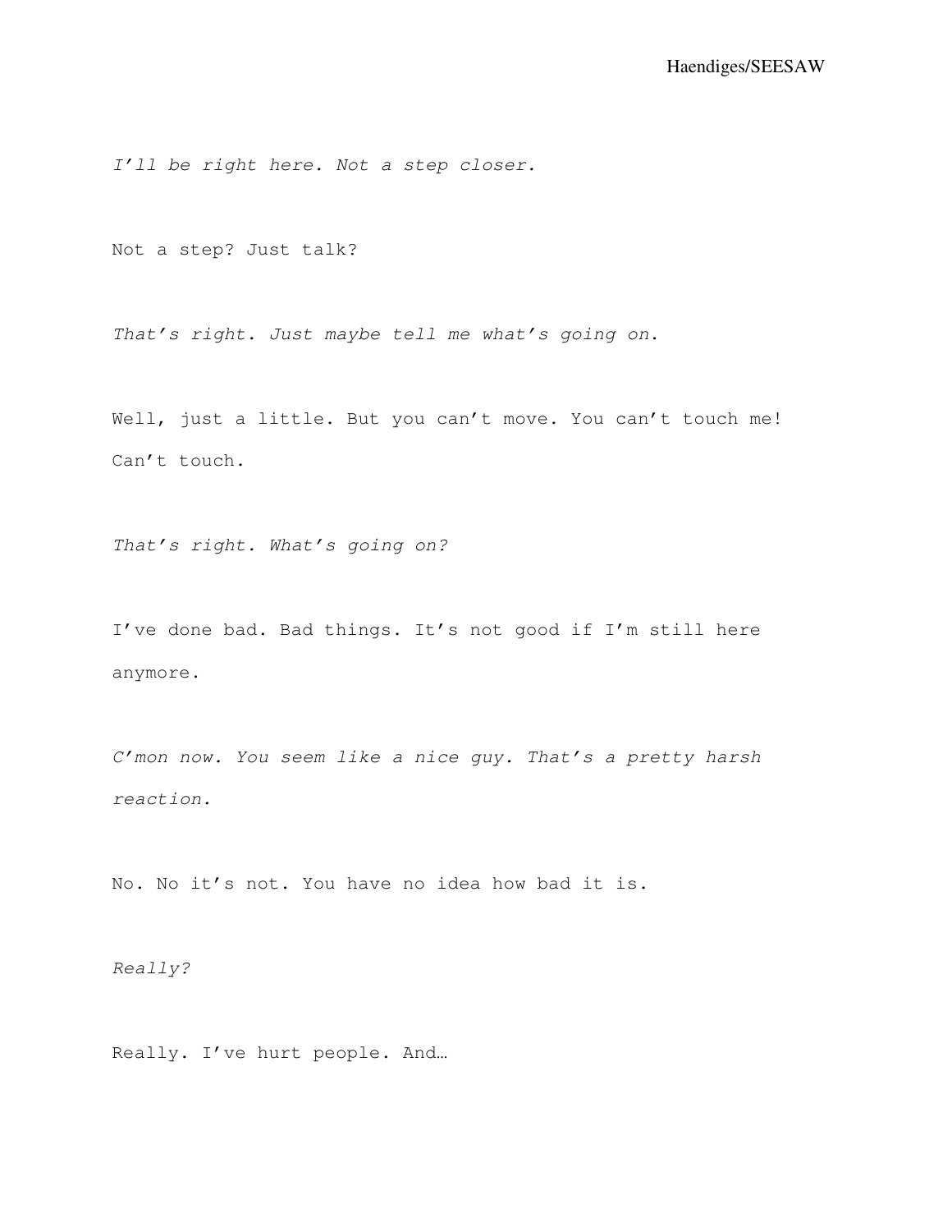*I'll be right here. Not a step closer.*

Not a step? Just talk?

*That's right. Just maybe tell me what's going on.*

Well, just a little. But you can't move. You can't touch me! Can't touch.

*That's right. What's going on?*

I've done bad. Bad things. It's not good if I'm still here anymore.

*C'mon now. You seem like a nice guy. That's a pretty harsh reaction.*

No. No it's not. You have no idea how bad it is.

*Really?*

Really. I've hurt people. And…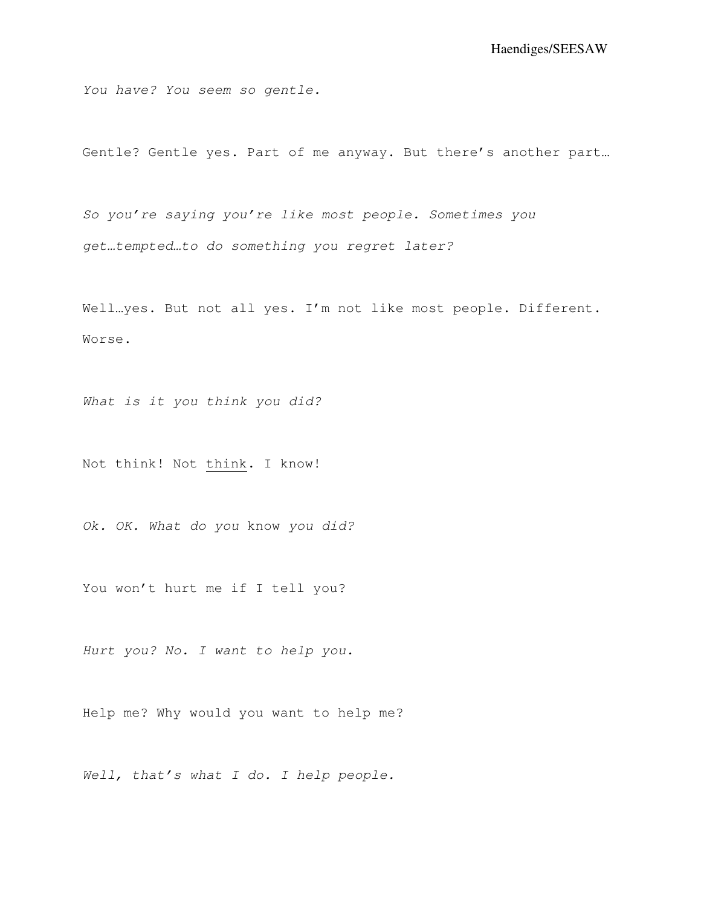*You have? You seem so gentle.*

Gentle? Gentle yes. Part of me anyway. But there's another part…

*So you're saying you're like most people. Sometimes you get…tempted…to do something you regret later?*

Well…yes. But not all yes. I'm not like most people. Different. Worse.

*What is it you think you did?*

Not think! Not <u>think</u>. I know!

*Ok. OK. What do you* know *you did?*

You won't hurt me if I tell you?

*Hurt you? No. I want to help you.*

Help me? Why would you want to help me?

*Well, that's what I do. I help people.*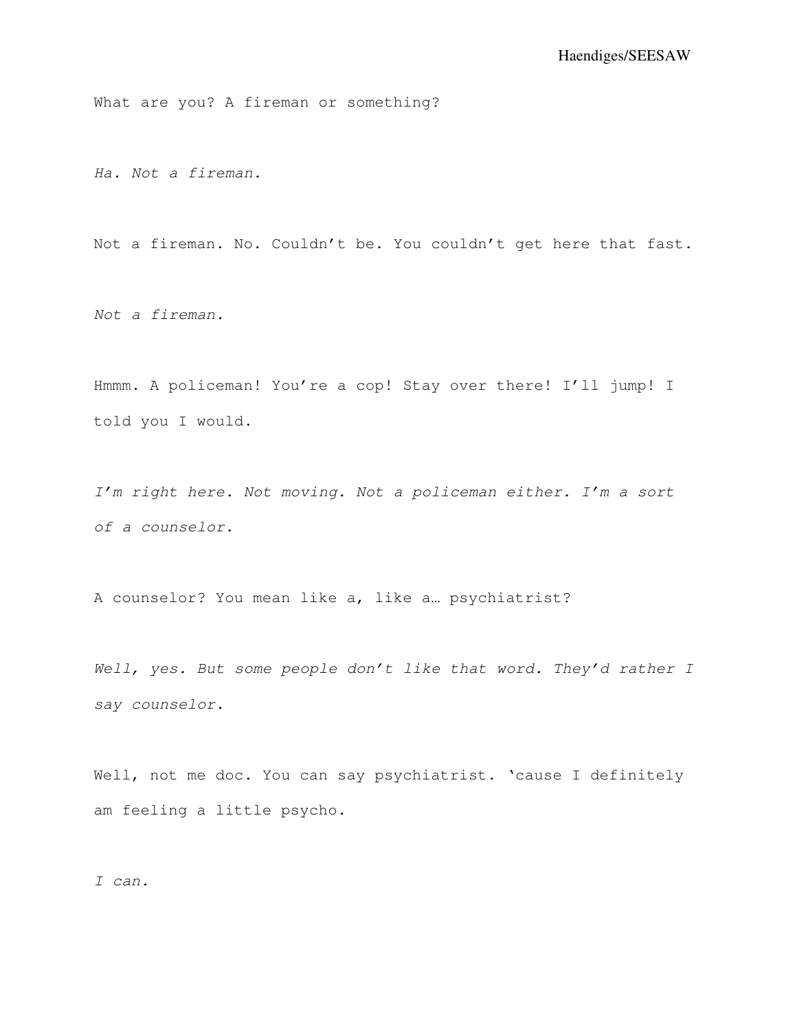What are you? A fireman or something?

*Ha. Not a fireman.*

Not a fireman. No. Couldn't be. You couldn't get here that fast.

*Not a fireman.*

Hmmm. A policeman! You're a cop! Stay over there! I'll jump! I told you I would.

*I'm right here. Not moving. Not a policeman either. I'm a sort of a counselor.*

A counselor? You mean like a, like a… psychiatrist?

*Well, yes. But some people don't like that word. They'd rather I say counselor.*

Well, not me doc. You can say psychiatrist. 'cause I definitely am feeling a little psycho.

*I can.*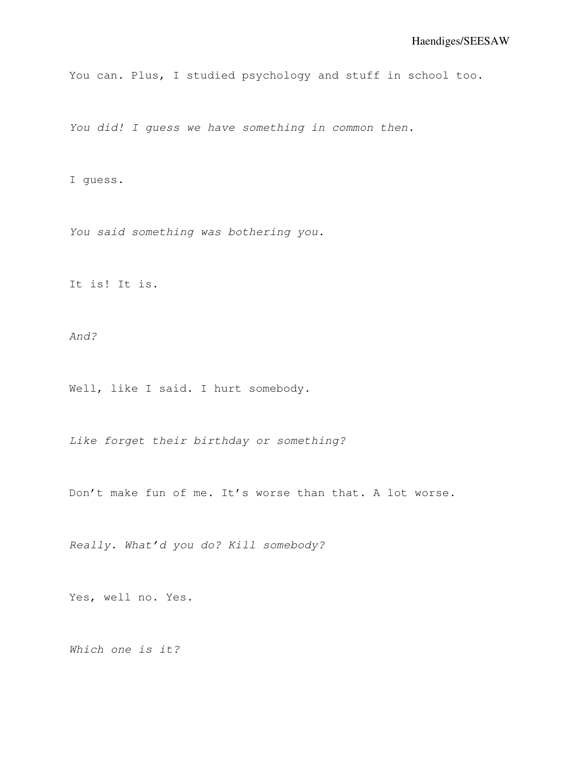You can. Plus, I studied psychology and stuff in school too.

*You did! I guess we have something in common then.*

I guess.

*You said something was bothering you.*

It is! It is.

*And?*

Well, like I said. I hurt somebody.

*Like forget their birthday or something?*

Don't make fun of me. It's worse than that. A lot worse.

*Really. What'd you do? Kill somebody?*

Yes, well no. Yes.

*Which one is it?*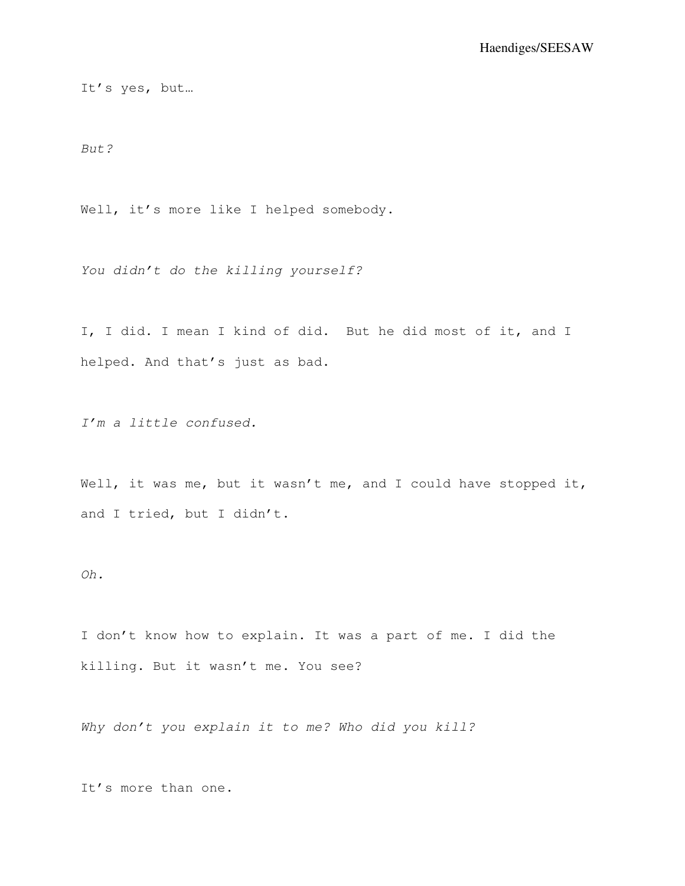It's yes, but…

*But?*

Well, it's more like I helped somebody.

*You didn't do the killing yourself?*

I, I did. I mean I kind of did. But he did most of it, and I helped. And that's just as bad.

*I'm a little confused.*

Well, it was me, but it wasn't me, and I could have stopped it, and I tried, but I didn't.

*Oh.*

I don't know how to explain. It was a part of me. I did the killing. But it wasn't me. You see?

*Why don't you explain it to me? Who did you kill?*

It's more than one.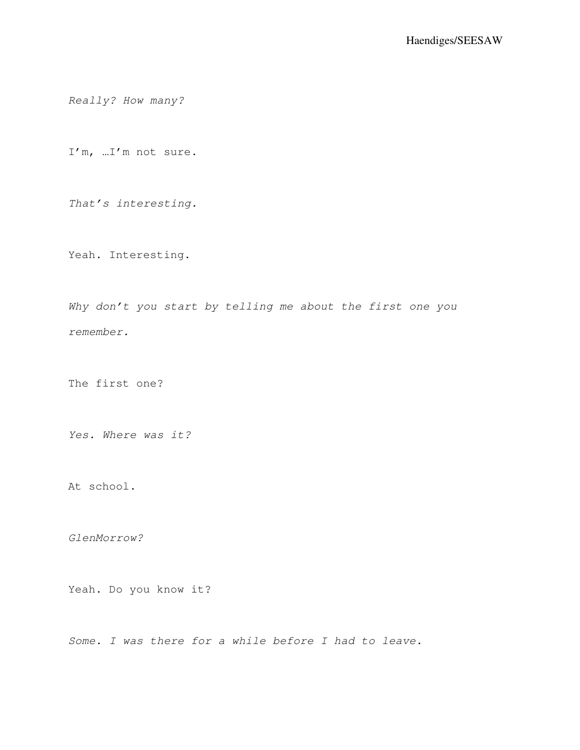*Really? How many?*

I'm, …I'm not sure.

*That's interesting.*

Yeah. Interesting.

*Why don't you start by telling me about the first one you remember.*

The first one?

*Yes. Where was it?*

At school.

*GlenMorrow?*

Yeah. Do you know it?

*Some. I was there for a while before I had to leave.*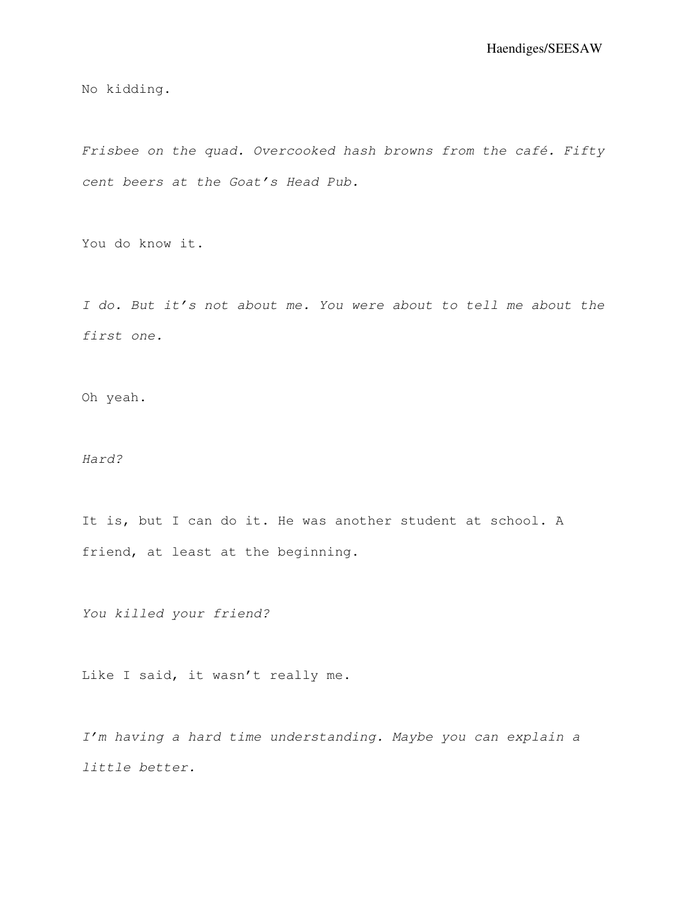No kidding.

*Frisbee on the quad. Overcooked hash browns from the café. Fifty cent beers at the Goat's Head Pub.*

You do know it.

*I do. But it's not about me. You were about to tell me about the first one.*

Oh yeah.

*Hard?*

It is, but I can do it. He was another student at school. A friend, at least at the beginning.

*You killed your friend?*

Like I said, it wasn't really me.

*I'm having a hard time understanding. Maybe you can explain a little better.*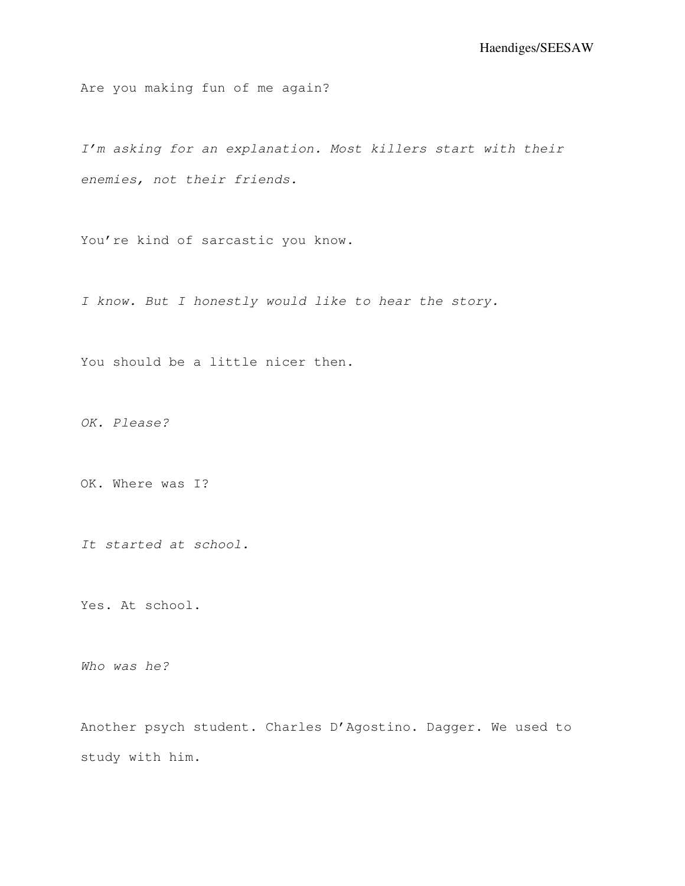Are you making fun of me again?

*I'm asking for an explanation. Most killers start with their enemies, not their friends.*

You're kind of sarcastic you know.

*I know. But I honestly would like to hear the story.*

You should be a little nicer then.

*OK. Please?*

OK. Where was I?

*It started at school.*

Yes. At school.

*Who was he?*

Another psych student. Charles D'Agostino. Dagger. We used to study with him.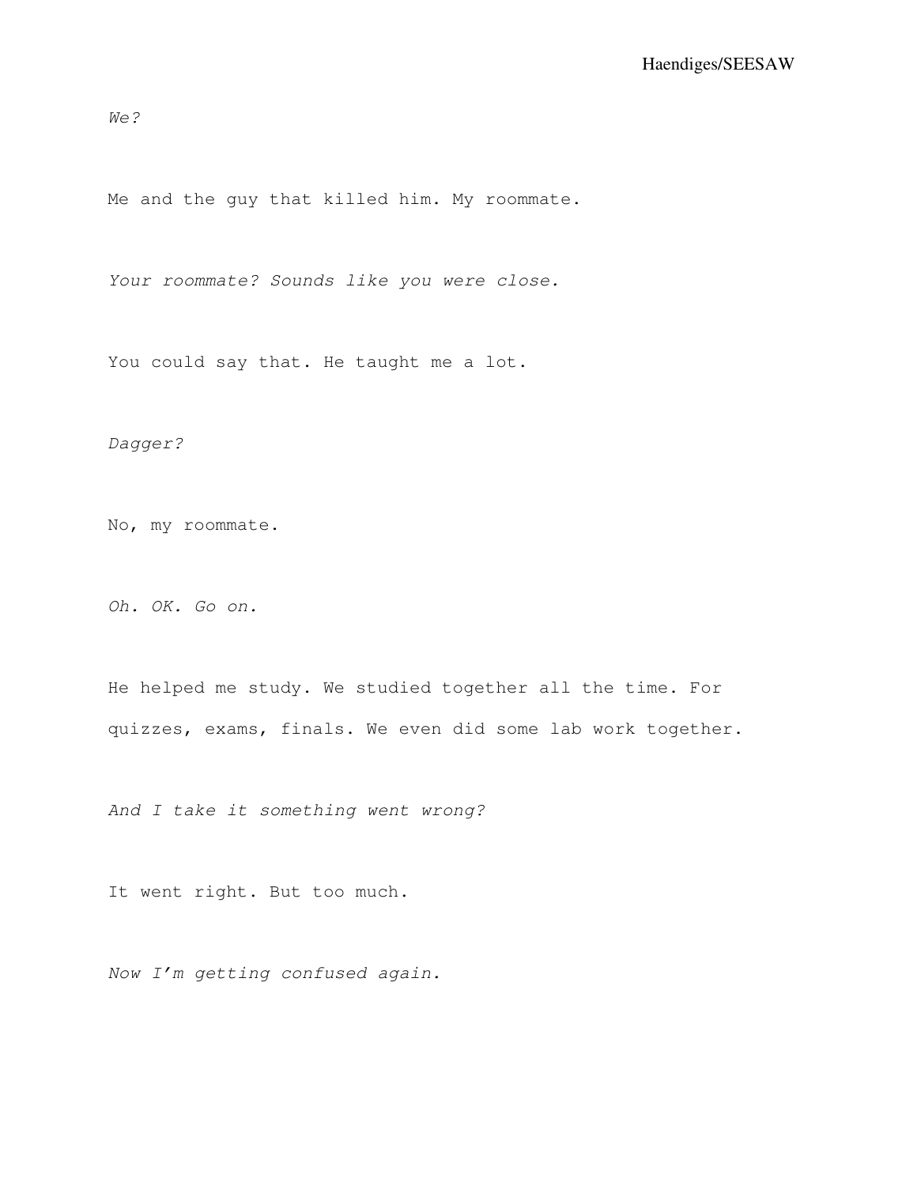*We?*

Me and the guy that killed him. My roommate.

*Your roommate? Sounds like you were close.*

You could say that. He taught me a lot.

*Dagger?*

No, my roommate.

*Oh. OK. Go on.*

He helped me study. We studied together all the time. For quizzes, exams, finals. We even did some lab work together.

*And I take it something went wrong?*

It went right. But too much.

*Now I'm getting confused again.*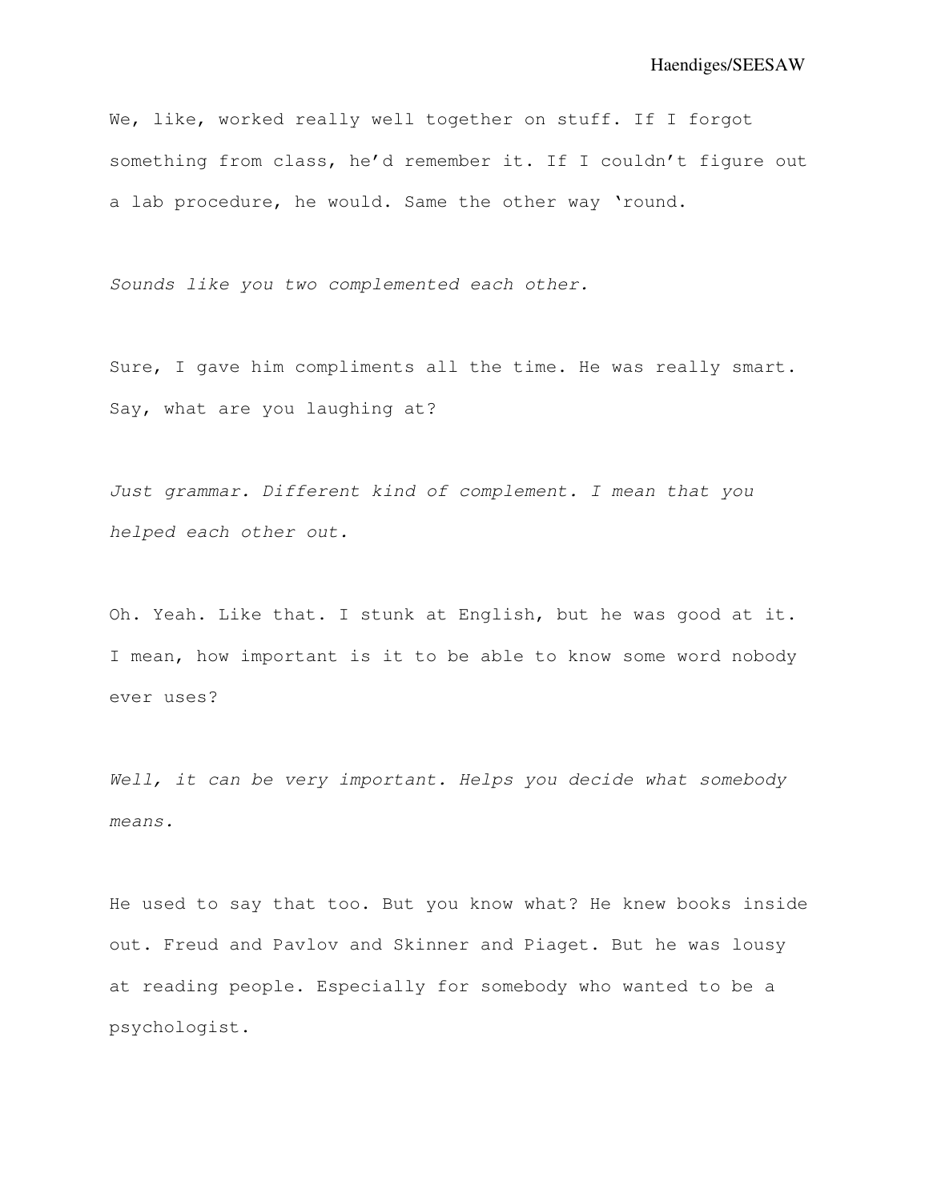We, like, worked really well together on stuff. If I forgot something from class, he'd remember it. If I couldn't figure out a lab procedure, he would. Same the other way 'round.

*Sounds like you two complemented each other.*

Sure, I gave him compliments all the time. He was really smart. Say, what are you laughing at?

*Just grammar. Different kind of complement. I mean that you helped each other out.*

Oh. Yeah. Like that. I stunk at English, but he was good at it. I mean, how important is it to be able to know some word nobody ever uses?

*Well, it can be very important. Helps you decide what somebody means.*

He used to say that too. But you know what? He knew books inside out. Freud and Pavlov and Skinner and Piaget. But he was lousy at reading people. Especially for somebody who wanted to be a psychologist.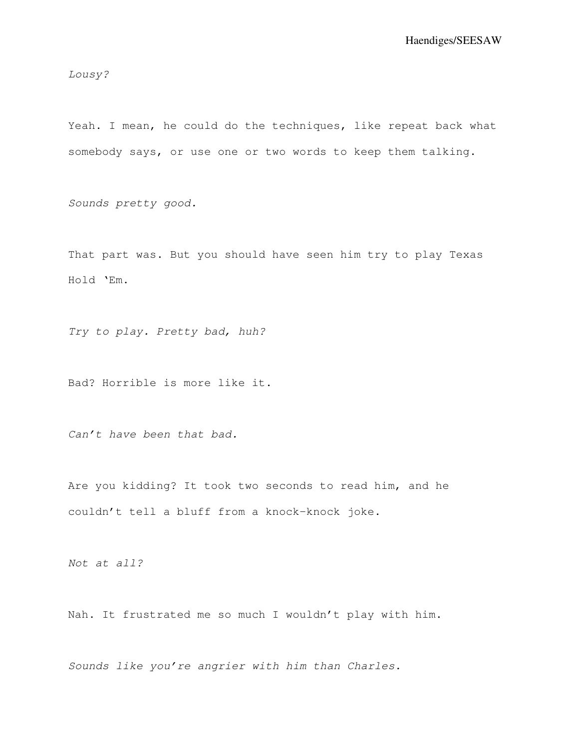*Lousy?*

Yeah. I mean, he could do the techniques, like repeat back what somebody says, or use one or two words to keep them talking.

*Sounds pretty good.*

That part was. But you should have seen him try to play Texas Hold 'Em.

*Try to play. Pretty bad, huh?*

Bad? Horrible is more like it.

*Can't have been that bad.*

Are you kidding? It took two seconds to read him, and he couldn't tell a bluff from a knock-knock joke.

*Not at all?*

Nah. It frustrated me so much I wouldn't play with him.

*Sounds like you're angrier with him than Charles.*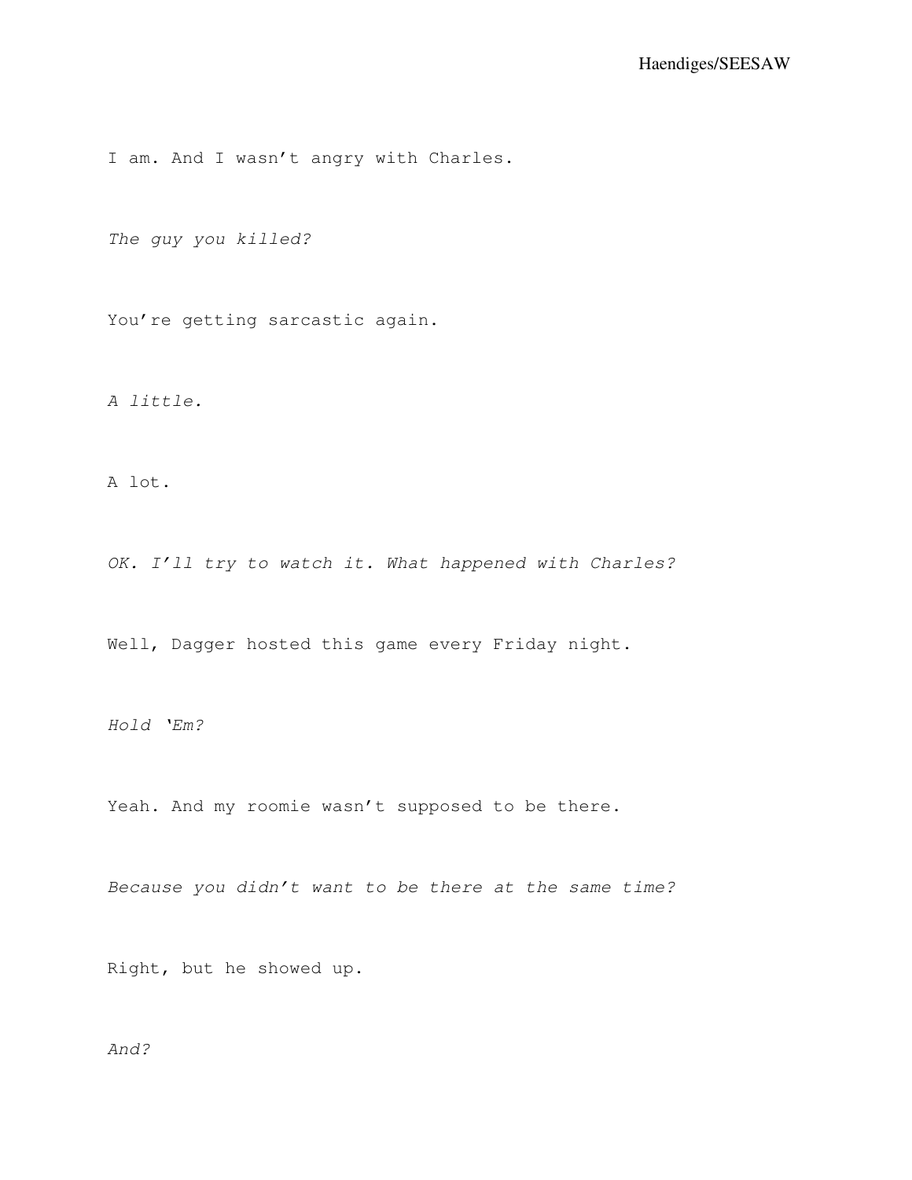I am. And I wasn't angry with Charles.

*The guy you killed?*

You're getting sarcastic again.

*A little.*

A lot.

*OK. I'll try to watch it. What happened with Charles?*

Well, Dagger hosted this game every Friday night.

*Hold 'Em?*

Yeah. And my roomie wasn't supposed to be there.

*Because you didn't want to be there at the same time?*

Right, but he showed up.

*And?*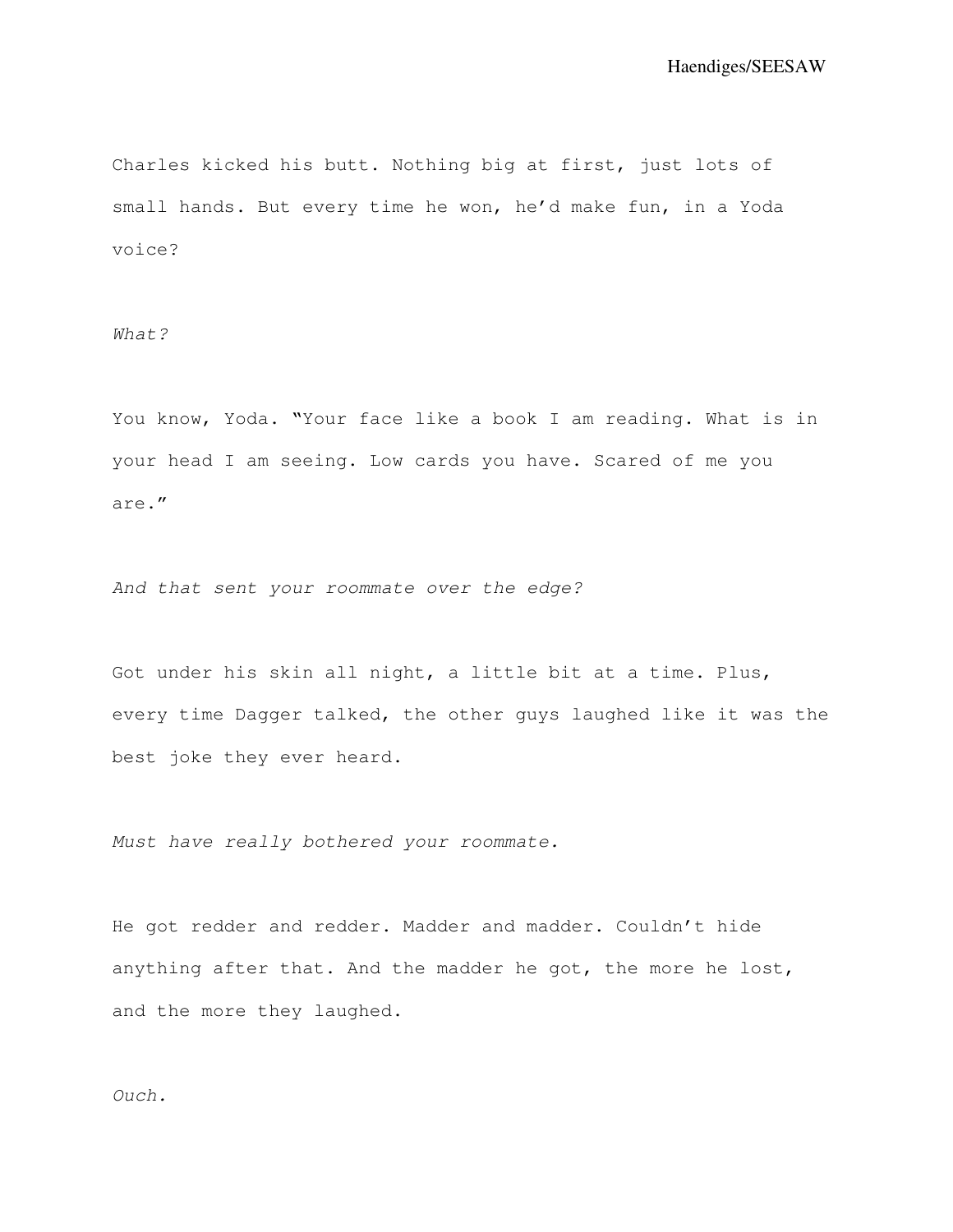Charles kicked his butt. Nothing big at first, just lots of small hands. But every time he won, he'd make fun, in a Yoda voice?

*What?*

You know, Yoda. "Your face like a book I am reading. What is in your head I am seeing. Low cards you have. Scared of me you are."

*And that sent your roommate over the edge?*

Got under his skin all night, a little bit at a time. Plus, every time Dagger talked, the other guys laughed like it was the best joke they ever heard.

*Must have really bothered your roommate.*

He got redder and redder. Madder and madder. Couldn't hide anything after that. And the madder he got, the more he lost, and the more they laughed.

*Ouch.*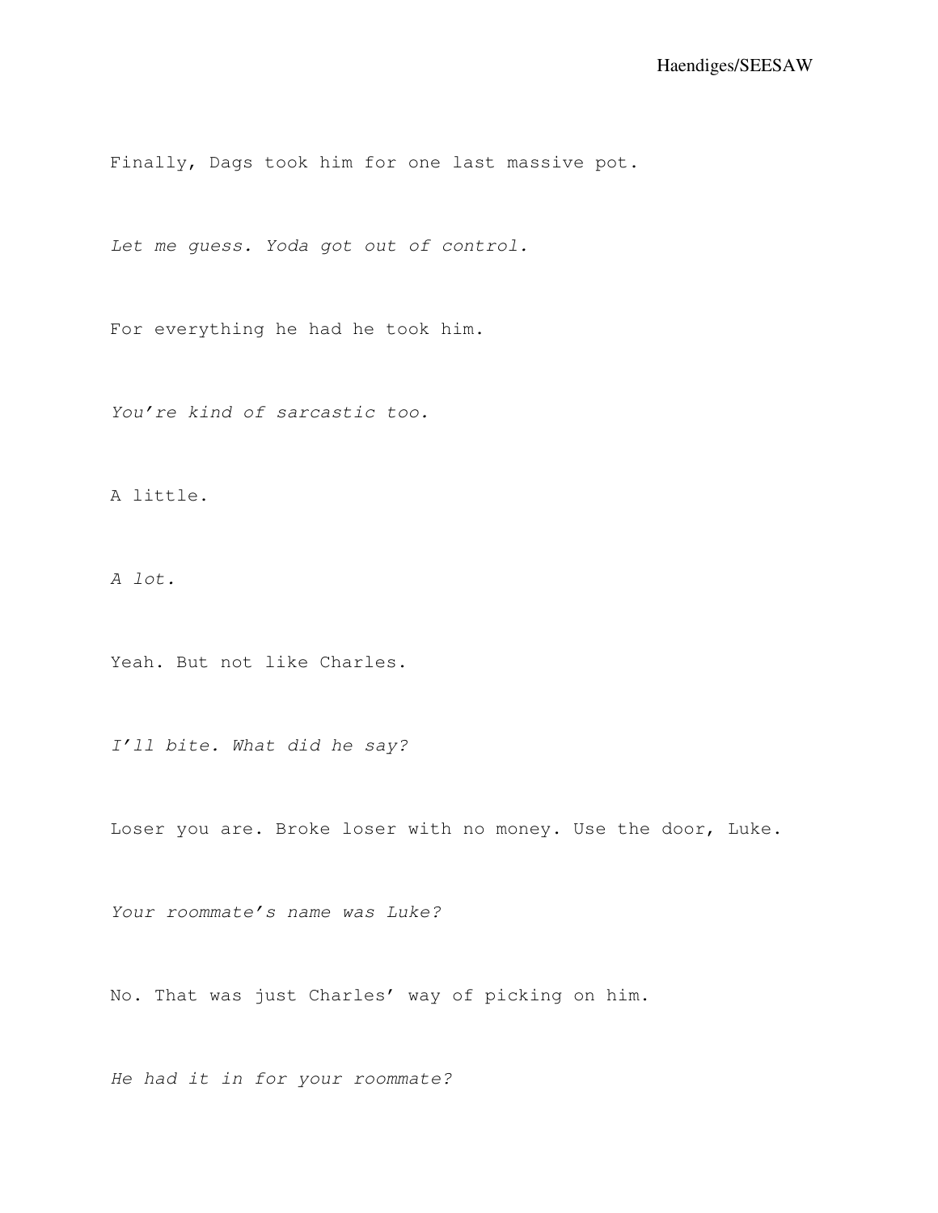Finally, Dags took him for one last massive pot.

*Let me guess. Yoda got out of control.*

For everything he had he took him.

*You're kind of sarcastic too.*

A little.

*A lot.*

Yeah. But not like Charles.

*I'll bite. What did he say?*

Loser you are. Broke loser with no money. Use the door, Luke.

*Your roommate's name was Luke?*

No. That was just Charles' way of picking on him.

*He had it in for your roommate?*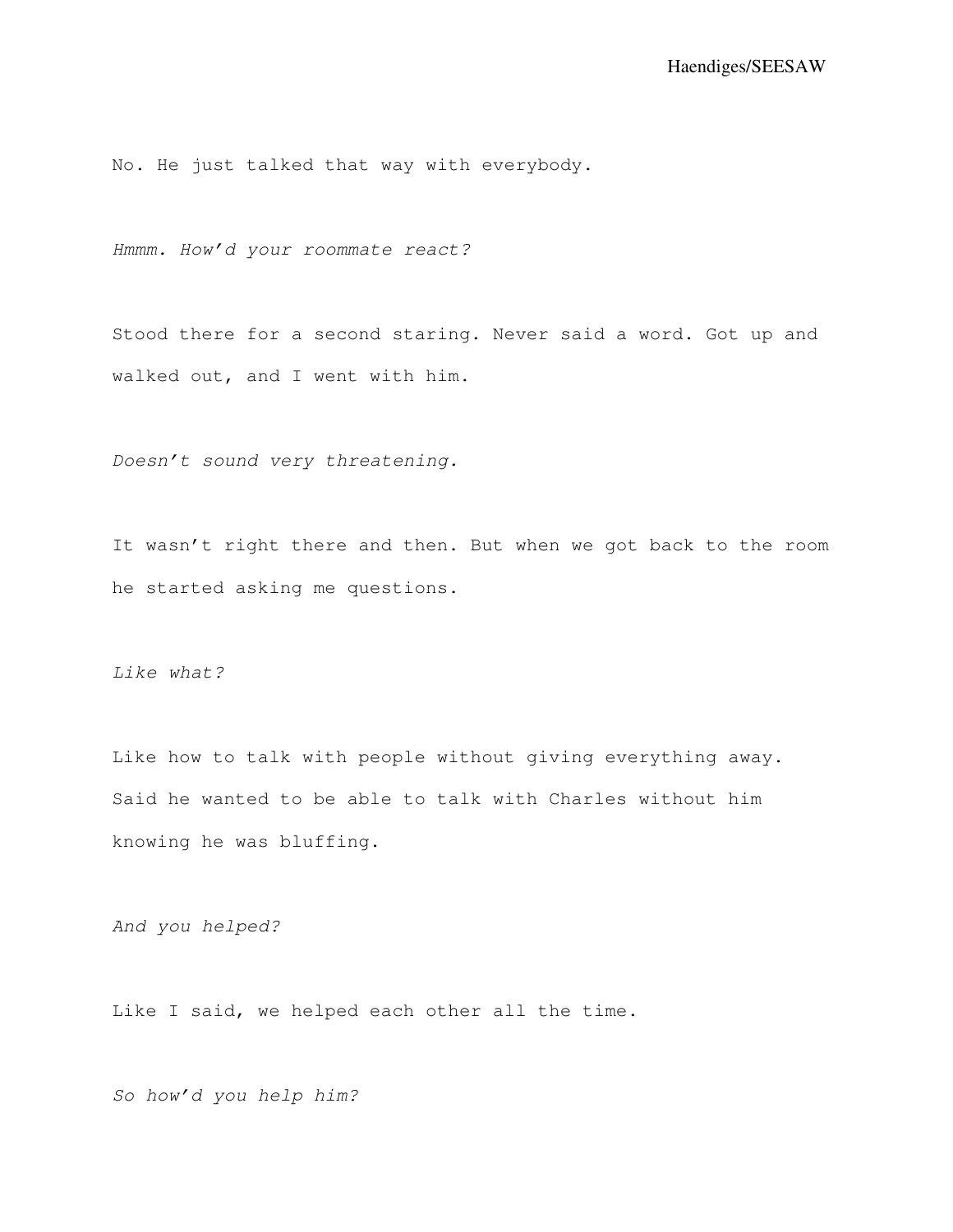No. He just talked that way with everybody.

*Hmmm. How'd your roommate react?*

Stood there for a second staring. Never said a word. Got up and walked out, and I went with him.

*Doesn't sound very threatening.*

It wasn't right there and then. But when we got back to the room he started asking me questions.

*Like what?*

Like how to talk with people without giving everything away. Said he wanted to be able to talk with Charles without him knowing he was bluffing.

*And you helped?*

Like I said, we helped each other all the time.

*So how'd you help him?*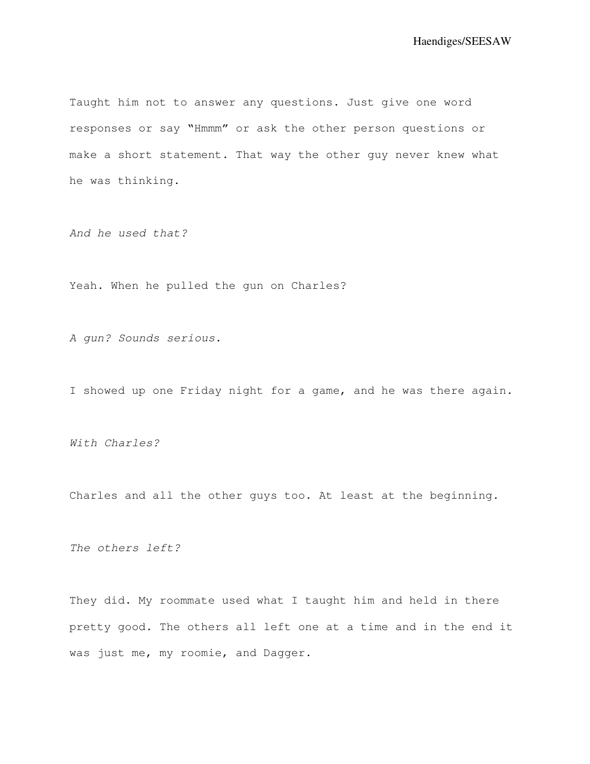Taught him not to answer any questions. Just give one word responses or say “Hmmm” or ask the other person questions or make a short statement. That way the other guy never knew what he was thinking.

*And he used that?*

Yeah. When he pulled the gun on Charles?

*A gun? Sounds serious.*

I showed up one Friday night for a game, and he was there again.

*With Charles?*

Charles and all the other guys too. At least at the beginning.

*The others left?*

They did. My roommate used what I taught him and held in there pretty good. The others all left one at a time and in the end it was just me, my roomie, and Dagger.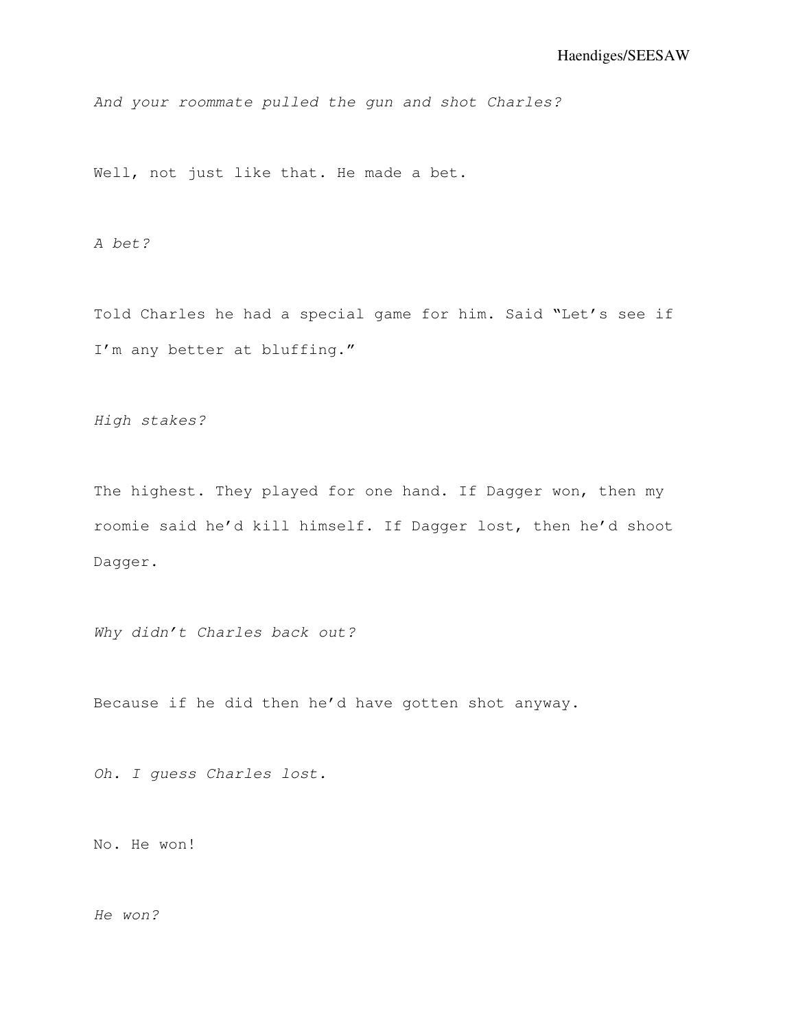*And your roommate pulled the gun and shot Charles?*

Well, not just like that. He made a bet.

*A bet?*

Told Charles he had a special game for him. Said "Let's see if I'm any better at bluffing."

*High stakes?*

The highest. They played for one hand. If Dagger won, then my roomie said he'd kill himself. If Dagger lost, then he'd shoot Dagger.

*Why didn't Charles back out?*

Because if he did then he'd have gotten shot anyway.

*Oh. I guess Charles lost.*

No. He won!

*He won?*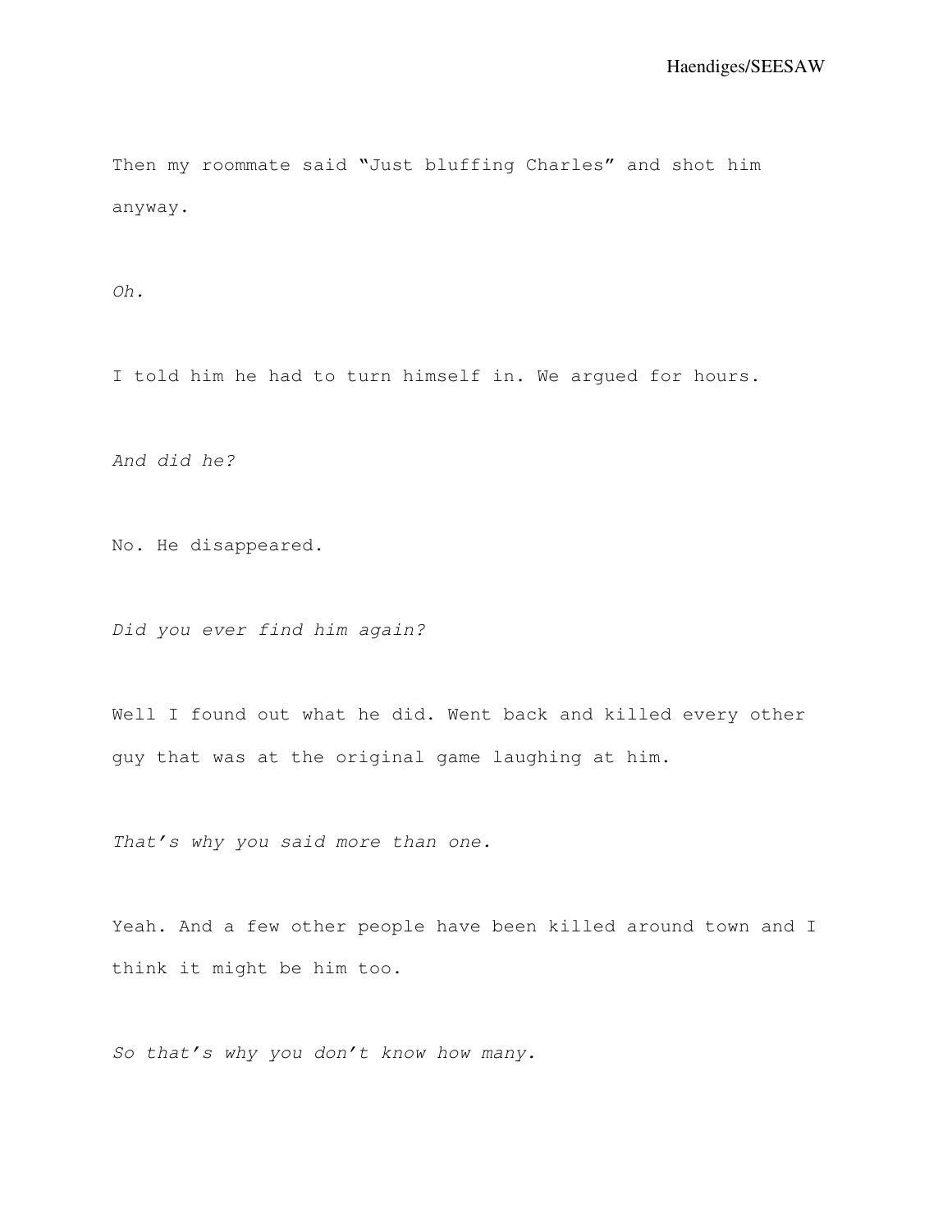Then my roommate said “Just bluffing Charles” and shot him anyway.

*Oh.*

I told him he had to turn himself in. We argued for hours.

*And did he?*

No. He disappeared.

*Did you ever find him again?*

Well I found out what he did. Went back and killed every other guy that was at the original game laughing at him.

*That’s why you said more than one.*

Yeah. And a few other people have been killed around town and I think it might be him too.

*So that’s why you don’t know how many.*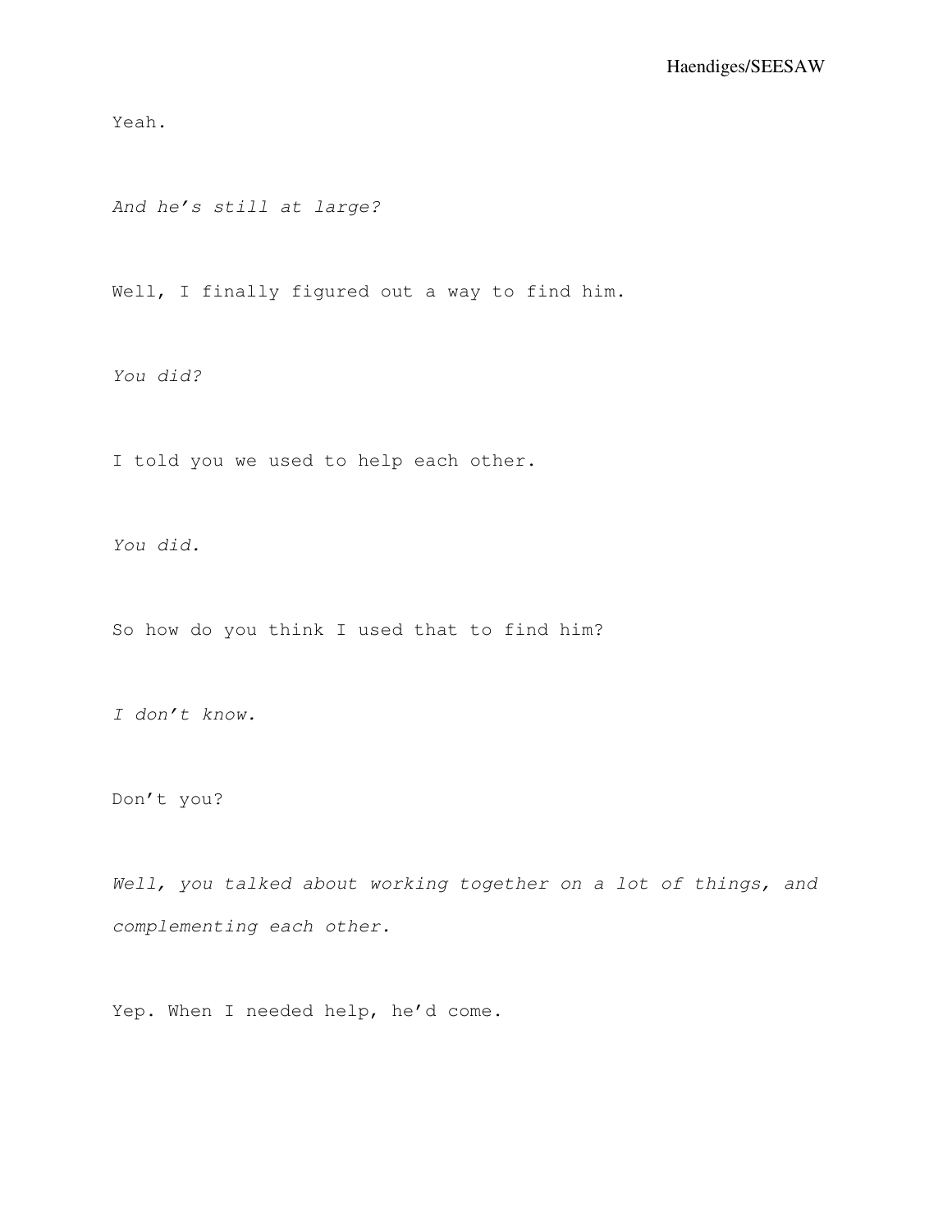Yeah.

*And he's still at large?*

Well, I finally figured out a way to find him.

*You did?*

I told you we used to help each other.

*You did.*

So how do you think I used that to find him?

*I don't know.*

Don't you?

*Well, you talked about working together on a lot of things, and complementing each other.*

Yep. When I needed help, he'd come.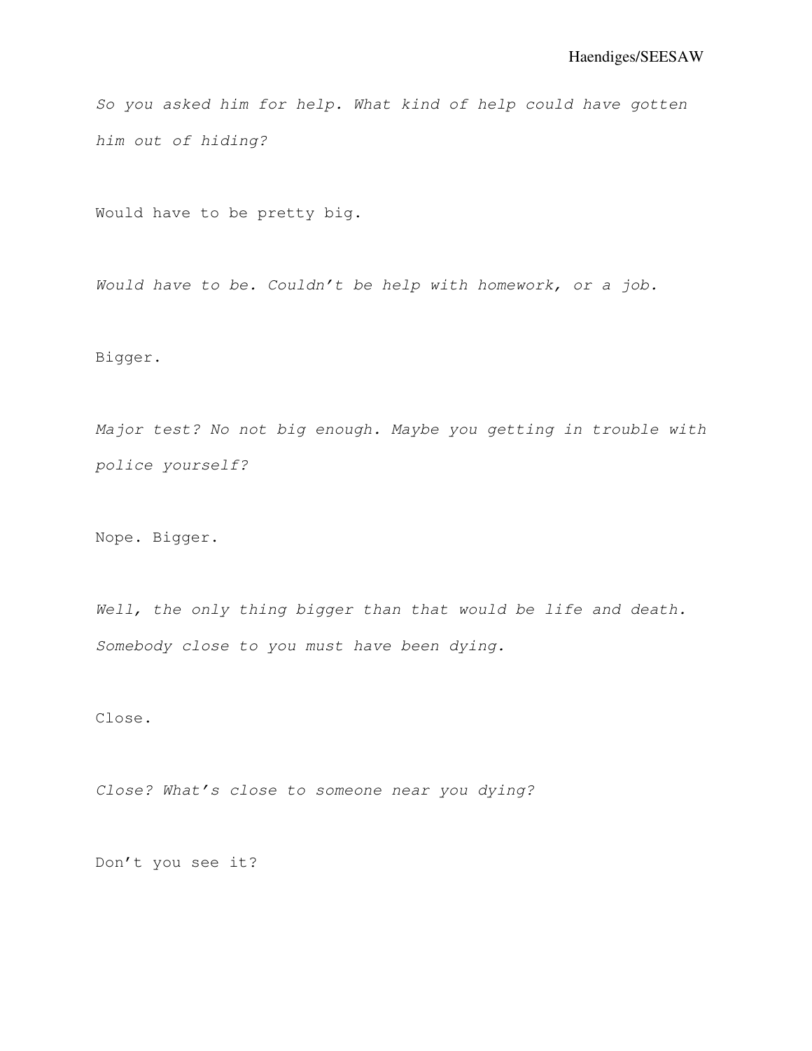*So you asked him for help. What kind of help could have gotten him out of hiding?*

Would have to be pretty big.

*Would have to be. Couldn't be help with homework, or a job.*

Bigger.

*Major test? No not big enough. Maybe you getting in trouble with police yourself?*

Nope. Bigger.

*Well, the only thing bigger than that would be life and death. Somebody close to you must have been dying.*

Close.

*Close? What's close to someone near you dying?*

Don't you see it?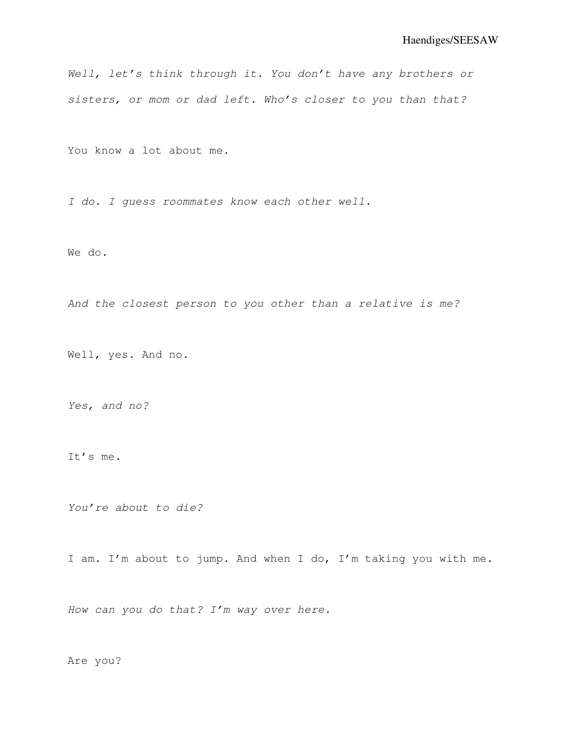*Well, let's think through it. You don't have any brothers or sisters, or mom or dad left. Who's closer to you than that?*

You know a lot about me.

*I do. I guess roommates know each other well.*

We do.

*And the closest person to you other than a relative is me?*

Well, yes. And no.

*Yes, and no?*

It's me.

*You're about to die?*

I am. I'm about to jump. And when I do, I'm taking you with me.

*How can you do that? I'm way over here.*

Are you?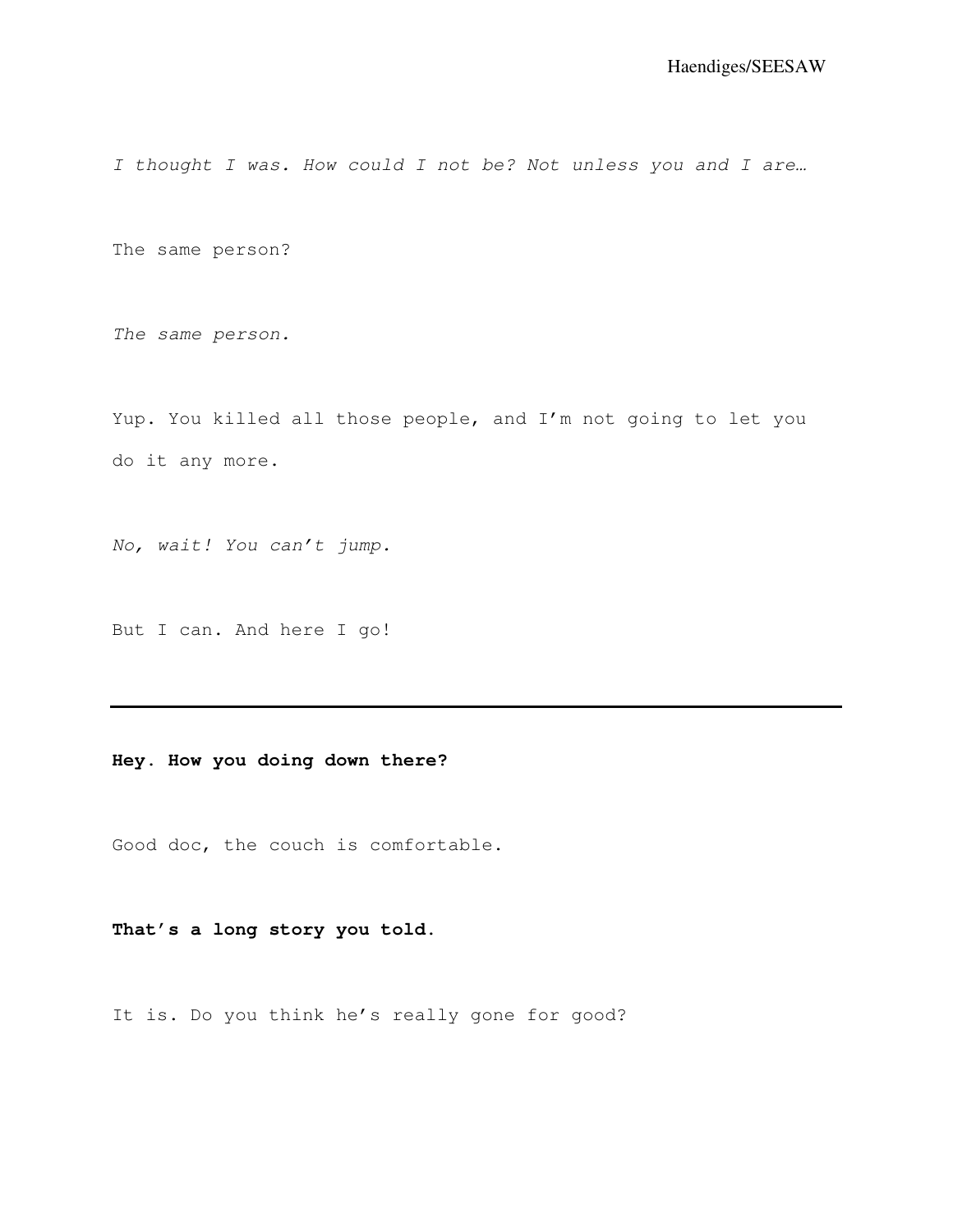*I thought I was. How could I not be? Not unless you and I are…*

The same person?

*The same person.*

Yup. You killed all those people, and I'm not going to let you do it any more.

*No, wait! You can't jump.*

But I can. And here I go!

---

**Hey. How you doing down there?**

Good doc, the couch is comfortable.

**That's a long story you told.**

It is. Do you think he's really gone for good?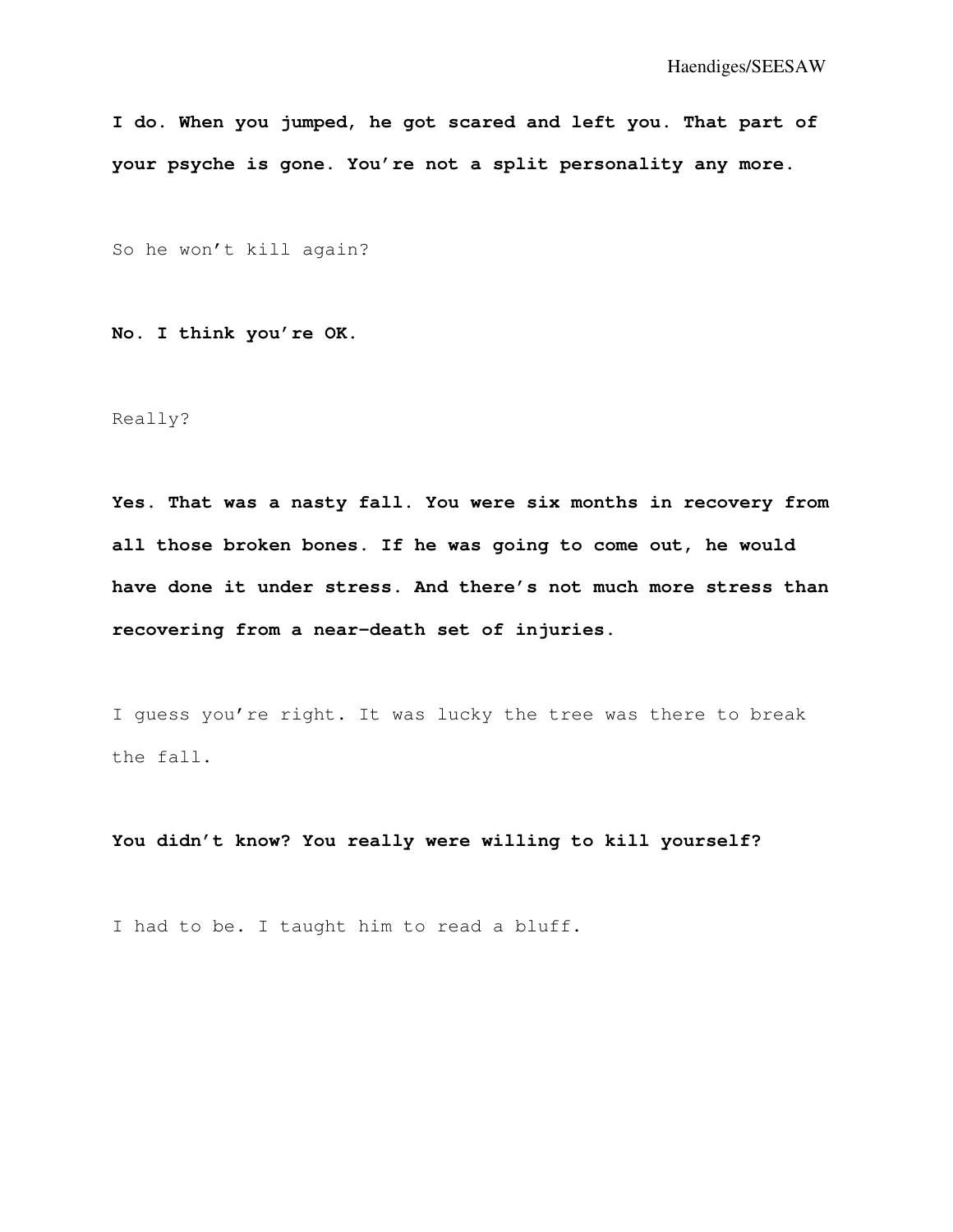**I do. When you jumped, he got scared and left you. That part of your psyche is gone. You're not a split personality any more.**

So he won't kill again?

**No. I think you're OK.**

Really?

**Yes. That was a nasty fall. You were six months in recovery from all those broken bones. If he was going to come out, he would have done it under stress. And there's not much more stress than recovering from a near-death set of injuries.**

I guess you're right. It was lucky the tree was there to break the fall.

**You didn't know? You really were willing to kill yourself?**

I had to be. I taught him to read a bluff.